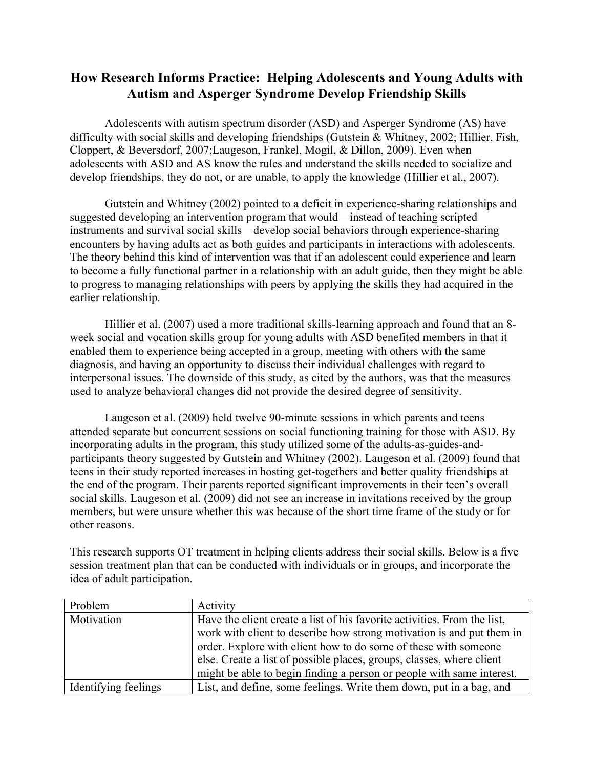# How Research Informs Practice: Helping Adolescents and Young Adults with Autism and Asperger Syndrome Develop Friendship Skills

Adolescents with autism spectrum disorder (ASD) and Asperger Syndrome (AS) have difficulty with social skills and developing friendships (Gutstein & Whitney, 2002; Hillier, Fish, Cloppert, & Beversdorf, 2007;Laugeson, Frankel, Mogil, & Dillon, 2009). Even when adolescents with ASD and AS know the rules and understand the skills needed to socialize and develop friendships, they do not, or are unable, to apply the knowledge (Hillier et al., 2007).

Gutstein and Whitney (2002) pointed to a deficit in experience-sharing relationships and suggested developing an intervention program that would—instead of teaching scripted instruments and survival social skills—develop social behaviors through experience-sharing encounters by having adults act as both guides and participants in interactions with adolescents. The theory behind this kind of intervention was that if an adolescent could experience and learn to become a fully functional partner in a relationship with an adult guide, then they might be able to progress to managing relationships with peers by applying the skills they had acquired in the earlier relationship.

Hillier et al. (2007) used a more traditional skills-learning approach and found that an 8-week social and vocation skills group for young adults with ASD benefited members in that it enabled them to experience being accepted in a group, meeting with others with the same diagnosis, and having an opportunity to discuss their individual challenges with regard to interpersonal issues. The downside of this study, as cited by the authors, was that the measures used to analyze behavioral changes did not provide the desired degree of sensitivity.

Laugeson et al. (2009) held twelve 90-minute sessions in which parents and teens attended separate but concurrent sessions on social functioning training for those with ASD. By incorporating adults in the program, this study utilized some of the adults-as-guides-and-participants theory suggested by Gutstein and Whitney (2002). Laugeson et al. (2009) found that teens in their study reported increases in hosting get-togethers and better quality friendships at the end of the program. Their parents reported significant improvements in their teen's overall social skills. Laugeson et al. (2009) did not see an increase in invitations received by the group members, but were unsure whether this was because of the short time frame of the study or for other reasons.

This research supports OT treatment in helping clients address their social skills. Below is a five session treatment plan that can be conducted with individuals or in groups, and incorporate the idea of adult participation.

| Problem | Activity |
|---|---|
| Motivation | Have the client create a list of his favorite activities. From the list, work with client to describe how strong motivation is and put them in order. Explore with client how to do some of these with someone else. Create a list of possible places, groups, classes, where client might be able to begin finding a person or people with same interest. |
| Identifying feelings | List, and define, some feelings. Write them down, put in a bag, and |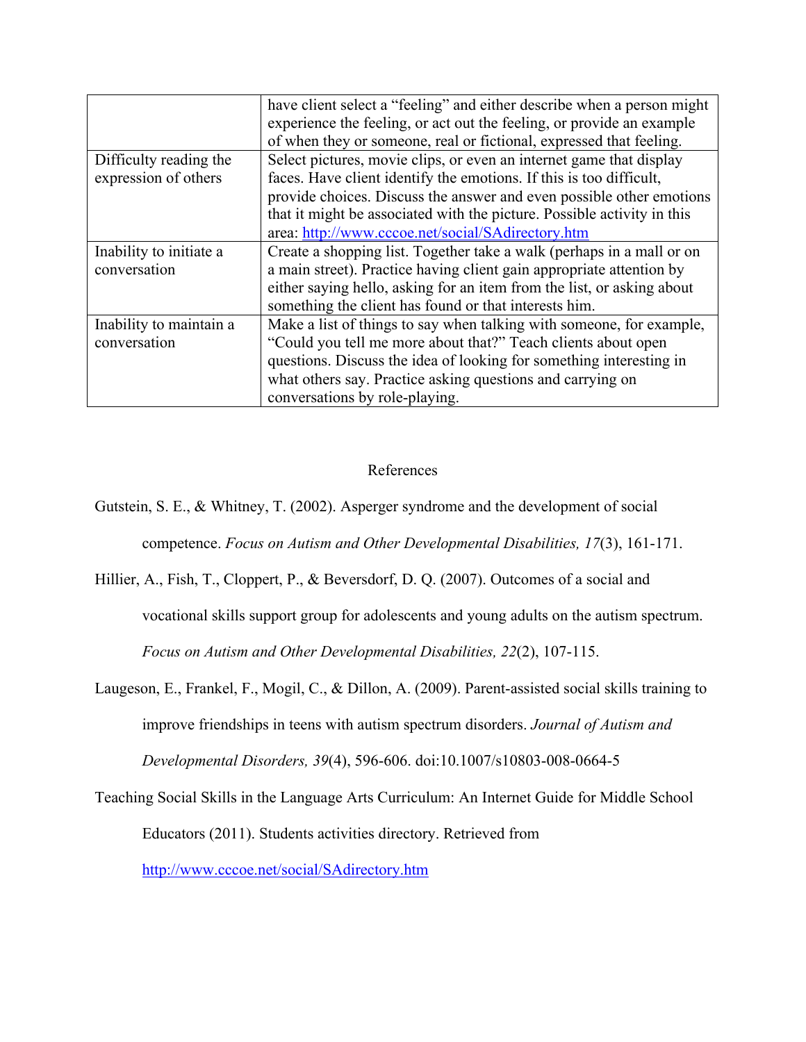| | |
|---|---|
| | have client select a "feeling" and either describe when a person might experience the feeling, or act out the feeling, or provide an example of when they or someone, real or fictional, expressed that feeling. |
| Difficulty reading the expression of others | Select pictures, movie clips, or even an internet game that display faces. Have client identify the emotions. If this is too difficult, provide choices. Discuss the answer and even possible other emotions that it might be associated with the picture. Possible activity in this area: http://www.cccoe.net/social/SAdirectory.htm |
| Inability to initiate a conversation | Create a shopping list. Together take a walk (perhaps in a mall or on a main street). Practice having client gain appropriate attention by either saying hello, asking for an item from the list, or asking about something the client has found or that interests him. |
| Inability to maintain a conversation | Make a list of things to say when talking with someone, for example, "Could you tell me more about that?" Teach clients about open questions. Discuss the idea of looking for something interesting in what others say. Practice asking questions and carrying on conversations by role-playing. |

## References

Gutstein, S. E., & Whitney, T. (2002). Asperger syndrome and the development of social competence. *Focus on Autism and Other Developmental Disabilities, 17*(3), 161-171.

Hillier, A., Fish, T., Cloppert, P., & Beversdorf, D. Q. (2007). Outcomes of a social and vocational skills support group for adolescents and young adults on the autism spectrum. *Focus on Autism and Other Developmental Disabilities, 22*(2), 107-115.

Laugeson, E., Frankel, F., Mogil, C., & Dillon, A. (2009). Parent-assisted social skills training to improve friendships in teens with autism spectrum disorders. *Journal of Autism and Developmental Disorders, 39*(4), 596-606. doi:10.1007/s10803-008-0664-5

Teaching Social Skills in the Language Arts Curriculum: An Internet Guide for Middle School Educators (2011). Students activities directory. Retrieved from http://www.cccoe.net/social/SAdirectory.htm